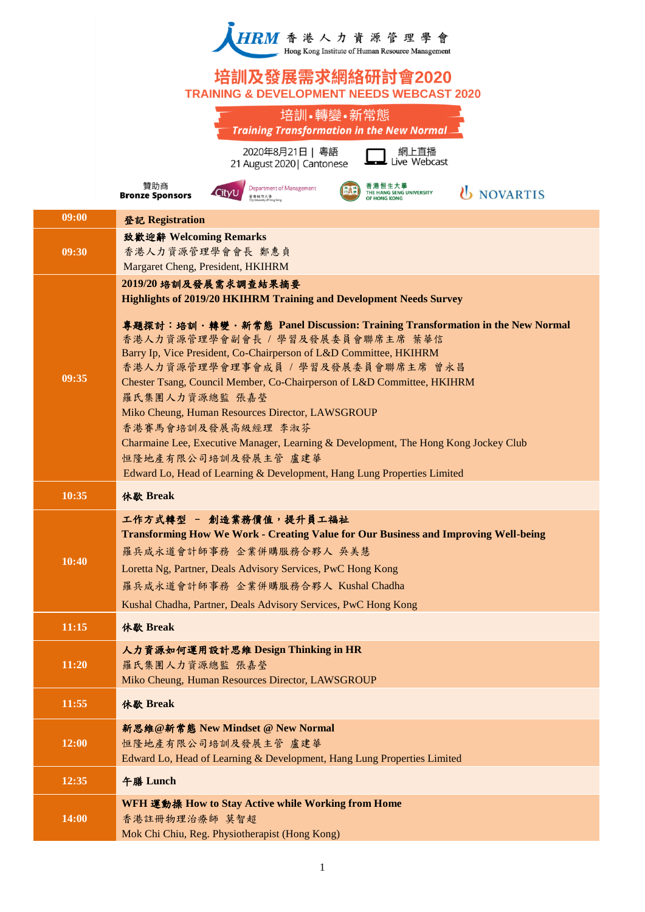HRM 香港人力資源管理學會
Hong Kong Institute of Human Resource Management

# 培訓及發展需求網絡研討會2020
# TRAINING & DEVELOPMENT NEEDS WEBCAST 2020

## 培訓•轉變•新常態
## *Training Transformation in the New Normal*

2020年8月21日 | 粵語
21 August 2020| Cantonese

網上直播
Live Webcast

贊助商
**Bronze Sponsors**

CityU Department of Management 香港城市大學 City University of Hong Kong

香港恒生大學 THE HANG SENG UNIVERSITY OF HONG KONG

NOVARTIS

| Time | Programme |
|---|---|
| **09:00** | **登記 Registration** |
| **09:30** | **致歡迎辭 Welcoming Remarks**<br>香港人力資源管理學會會長 鄭惠貞<br>Margaret Cheng, President, HKIHRM |
| **09:35** | **2019/20 培訓及發展需求調查結果摘要**<br>**Highlights of 2019/20 HKIHRM Training and Development Needs Survey**<br><br>**專題探討：培訓‧轉變‧新常態 Panel Discussion: Training Transformation in the New Normal**<br>香港人力資源管理學會副會長 / 學習及發展委員會聯席主席 葉華信<br>Barry Ip, Vice President, Co-Chairperson of L&D Committee, HKIHRM<br>香港人力資源管理學會理事會成員 / 學習及發展委員會聯席主席 曾永昌<br>Chester Tsang, Council Member, Co-Chairperson of L&D Committee, HKIHRM<br>羅氏集團人力資源總監 張嘉瑩<br>Miko Cheung, Human Resources Director, LAWSGROUP<br>香港賽馬會培訓及發展高級經理 李淑芬<br>Charmaine Lee, Executive Manager, Learning & Development, The Hong Kong Jockey Club<br>恒隆地產有限公司培訓及發展主管 盧建華<br>Edward Lo, Head of Learning & Development, Hang Lung Properties Limited |
| **10:35** | **休歇 Break** |
| **10:40** | **工作方式轉型 – 創造業務價值，提升員工福祉**<br>**Transforming How We Work - Creating Value for Our Business and Improving Well-being**<br>羅兵咸永道會計師事務 企業併購服務合夥人 吳美慧<br>Loretta Ng, Partner, Deals Advisory Services, PwC Hong Kong<br>羅兵咸永道會計師事務 企業併購服務合夥人 Kushal Chadha<br>Kushal Chadha, Partner, Deals Advisory Services, PwC Hong Kong |
| **11:15** | **休歇 Break** |
| **11:20** | **人力資源如何運用設計思維 Design Thinking in HR**<br>羅氏集團人力資源總監 張嘉瑩<br>Miko Cheung, Human Resources Director, LAWSGROUP |
| **11:55** | **休歇 Break** |
| **12:00** | **新思維@新常態 New Mindset @ New Normal**<br>恒隆地產有限公司培訓及發展主管 盧建華<br>Edward Lo, Head of Learning & Development, Hang Lung Properties Limited |
| **12:35** | **午膳 Lunch** |
| **14:00** | **WFH 運動操 How to Stay Active while Working from Home**<br>香港註冊物理治療師 莫智超<br>Mok Chi Chiu, Reg. Physiotherapist (Hong Kong) |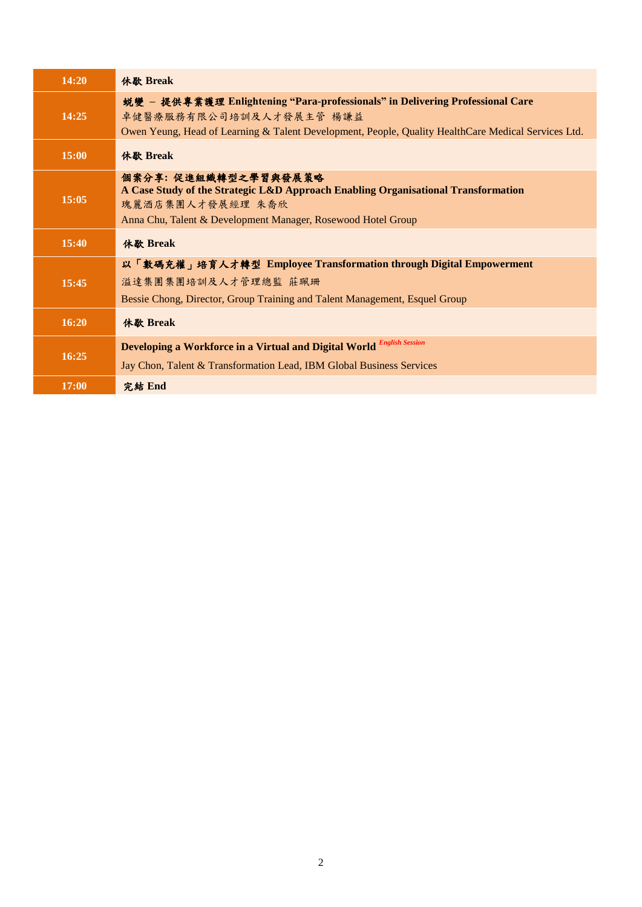| | |
|---|---|
| **14:20** | **休歇 Break** |
| **14:25** | **蛻變 – 提供專業護理 Enlightening "Para-professionals" in Delivering Professional Care**<br>卓健醫療服務有限公司培訓及人才發展主管 楊謙益<br>Owen Yeung, Head of Learning & Talent Development, People, Quality HealthCare Medical Services Ltd. |
| **15:00** | **休歇 Break** |
| **15:05** | **個案分享: 促進組織轉型之學習與發展策略**<br>**A Case Study of the Strategic L&D Approach Enabling Organisational Transformation**<br>瑰麗酒店集團人才發展經理 朱喬欣<br>Anna Chu, Talent & Development Manager, Rosewood Hotel Group |
| **15:40** | **休歇 Break** |
| **15:45** | **以「數碼充權」培育人才轉型 Employee Transformation through Digital Empowerment**<br>溢達集團集團培訓及人才管理總監 莊珮珊<br>Bessie Chong, Director, Group Training and Talent Management, Esquel Group |
| **16:20** | **休歇 Break** |
| **16:25** | **Developing a Workforce in a Virtual and Digital World** ***English Session***<br>Jay Chon, Talent & Transformation Lead, IBM Global Business Services |
| **17:00** | **完結 End** |